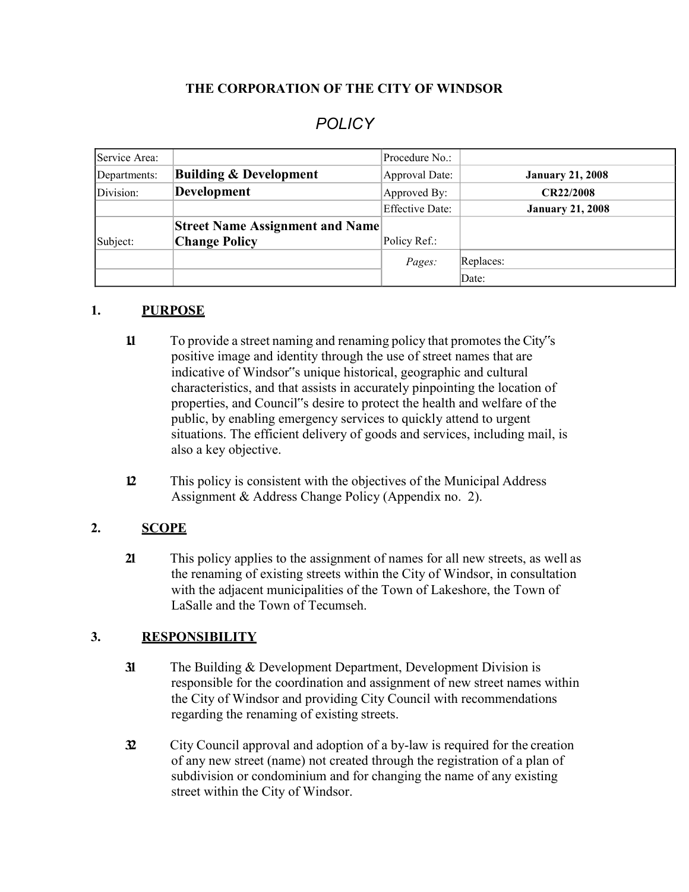**THE CORPORATION OF THE CITY OF WINDSOR**

*POLICY*

| Service Area: | | Procedure No.: | |
|---|---|---|---|
| Departments: | **Building & Development** | Approval Date: | **January 21, 2008** |
| Division: | **Development** | Approved By: | **CR22/2008** |
| | | Effective Date: | **January 21, 2008** |
| Subject: | **Street Name Assignment and Name Change Policy** | Policy Ref.: | |
| | | *Pages:* | Replaces: |
| | | | Date: |

## 1. PURPOSE

1.1 To provide a street naming and renaming policy that promotes the City"s positive image and identity through the use of street names that are indicative of Windsor"s unique historical, geographic and cultural characteristics, and that assists in accurately pinpointing the location of properties, and Council"s desire to protect the health and welfare of the public, by enabling emergency services to quickly attend to urgent situations. The efficient delivery of goods and services, including mail, is also a key objective.

1.2 This policy is consistent with the objectives of the Municipal Address Assignment & Address Change Policy (Appendix no. 2).

## 2. SCOPE

2.1 This policy applies to the assignment of names for all new streets, as well as the renaming of existing streets within the City of Windsor, in consultation with the adjacent municipalities of the Town of Lakeshore, the Town of LaSalle and the Town of Tecumseh.

## 3. RESPONSIBILITY

3.1 The Building & Development Department, Development Division is responsible for the coordination and assignment of new street names within the City of Windsor and providing City Council with recommendations regarding the renaming of existing streets.

3.2 City Council approval and adoption of a by-law is required for the creation of any new street (name) not created through the registration of a plan of subdivision or condominium and for changing the name of any existing street within the City of Windsor.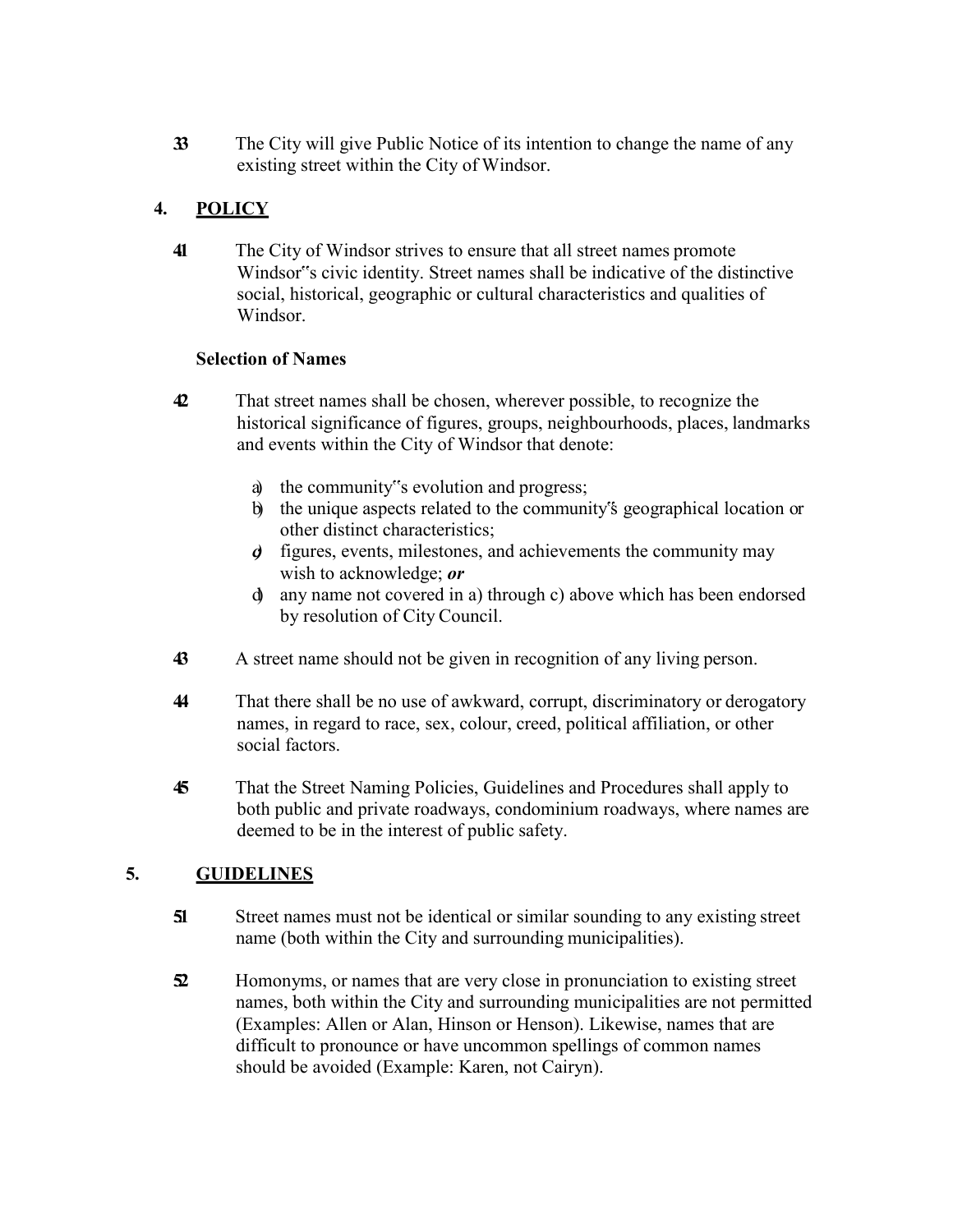3.3 The City will give Public Notice of its intention to change the name of any existing street within the City of Windsor.

## 4. POLICY

4.1 The City of Windsor strives to ensure that all street names promote Windsor"s civic identity. Street names shall be indicative of the distinctive social, historical, geographic or cultural characteristics and qualities of Windsor.

**Selection of Names**

4.2 That street names shall be chosen, wherever possible, to recognize the historical significance of figures, groups, neighbourhoods, places, landmarks and events within the City of Windsor that denote:

a) the community"s evolution and progress;
b) the unique aspects related to the community's geographical location or other distinct characteristics;
c) figures, events, milestones, and achievements the community may wish to acknowledge; ***or***
d) any name not covered in a) through c) above which has been endorsed by resolution of City Council.

4.3 A street name should not be given in recognition of any living person.

4.4 That there shall be no use of awkward, corrupt, discriminatory or derogatory names, in regard to race, sex, colour, creed, political affiliation, or other social factors.

4.5 That the Street Naming Policies, Guidelines and Procedures shall apply to both public and private roadways, condominium roadways, where names are deemed to be in the interest of public safety.

## 5. GUIDELINES

5.1 Street names must not be identical or similar sounding to any existing street name (both within the City and surrounding municipalities).

5.2 Homonyms, or names that are very close in pronunciation to existing street names, both within the City and surrounding municipalities are not permitted (Examples: Allen or Alan, Hinson or Henson). Likewise, names that are difficult to pronounce or have uncommon spellings of common names should be avoided (Example: Karen, not Cairyn).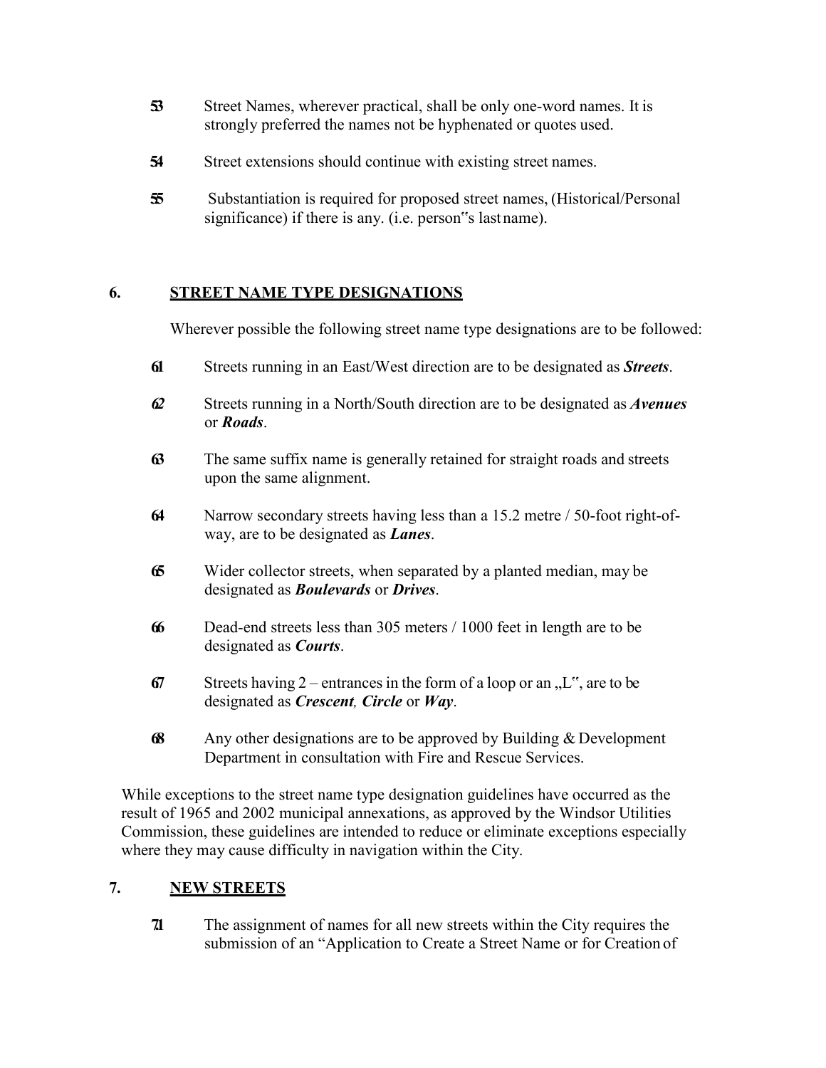5.3 Street Names, wherever practical, shall be only one-word names. It is strongly preferred the names not be hyphenated or quotes used.

5.4 Street extensions should continue with existing street names.

5.5 Substantiation is required for proposed street names, (Historical/Personal significance) if there is any. (i.e. person"s last name).

## 6. STREET NAME TYPE DESIGNATIONS

Wherever possible the following street name type designations are to be followed:

6.1 Streets running in an East/West direction are to be designated as ***Streets***.

6.2 Streets running in a North/South direction are to be designated as ***Avenues*** or ***Roads***.

6.3 The same suffix name is generally retained for straight roads and streets upon the same alignment.

6.4 Narrow secondary streets having less than a 15.2 metre / 50-foot right-of-way, are to be designated as ***Lanes***.

6.5 Wider collector streets, when separated by a planted median, may be designated as ***Boulevards*** or ***Drives***.

6.6 Dead-end streets less than 305 meters / 1000 feet in length are to be designated as ***Courts***.

6.7 Streets having 2 – entrances in the form of a loop or an „L", are to be designated as ***Crescent**, **Circle*** or ***Way***.

6.8 Any other designations are to be approved by Building & Development Department in consultation with Fire and Rescue Services.

While exceptions to the street name type designation guidelines have occurred as the result of 1965 and 2002 municipal annexations, as approved by the Windsor Utilities Commission, these guidelines are intended to reduce or eliminate exceptions especially where they may cause difficulty in navigation within the City.

## 7. NEW STREETS

7.1 The assignment of names for all new streets within the City requires the submission of an "Application to Create a Street Name or for Creation of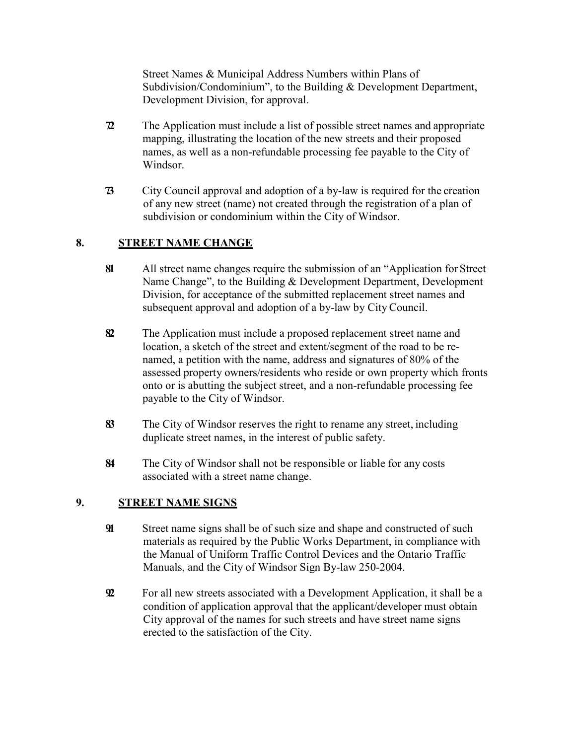Street Names & Municipal Address Numbers within Plans of Subdivision/Condominium", to the Building & Development Department, Development Division, for approval.

7.2 The Application must include a list of possible street names and appropriate mapping, illustrating the location of the new streets and their proposed names, as well as a non-refundable processing fee payable to the City of Windsor.

7.3 City Council approval and adoption of a by-law is required for the creation of any new street (name) not created through the registration of a plan of subdivision or condominium within the City of Windsor.

## 8. STREET NAME CHANGE

8.1 All street name changes require the submission of an "Application for Street Name Change", to the Building & Development Department, Development Division, for acceptance of the submitted replacement street names and subsequent approval and adoption of a by-law by City Council.

8.2 The Application must include a proposed replacement street name and location, a sketch of the street and extent/segment of the road to be re-named, a petition with the name, address and signatures of 80% of the assessed property owners/residents who reside or own property which fronts onto or is abutting the subject street, and a non-refundable processing fee payable to the City of Windsor.

8.3 The City of Windsor reserves the right to rename any street, including duplicate street names, in the interest of public safety.

8.4 The City of Windsor shall not be responsible or liable for any costs associated with a street name change.

## 9. STREET NAME SIGNS

9.1 Street name signs shall be of such size and shape and constructed of such materials as required by the Public Works Department, in compliance with the Manual of Uniform Traffic Control Devices and the Ontario Traffic Manuals, and the City of Windsor Sign By-law 250-2004.

9.2 For all new streets associated with a Development Application, it shall be a condition of application approval that the applicant/developer must obtain City approval of the names for such streets and have street name signs erected to the satisfaction of the City.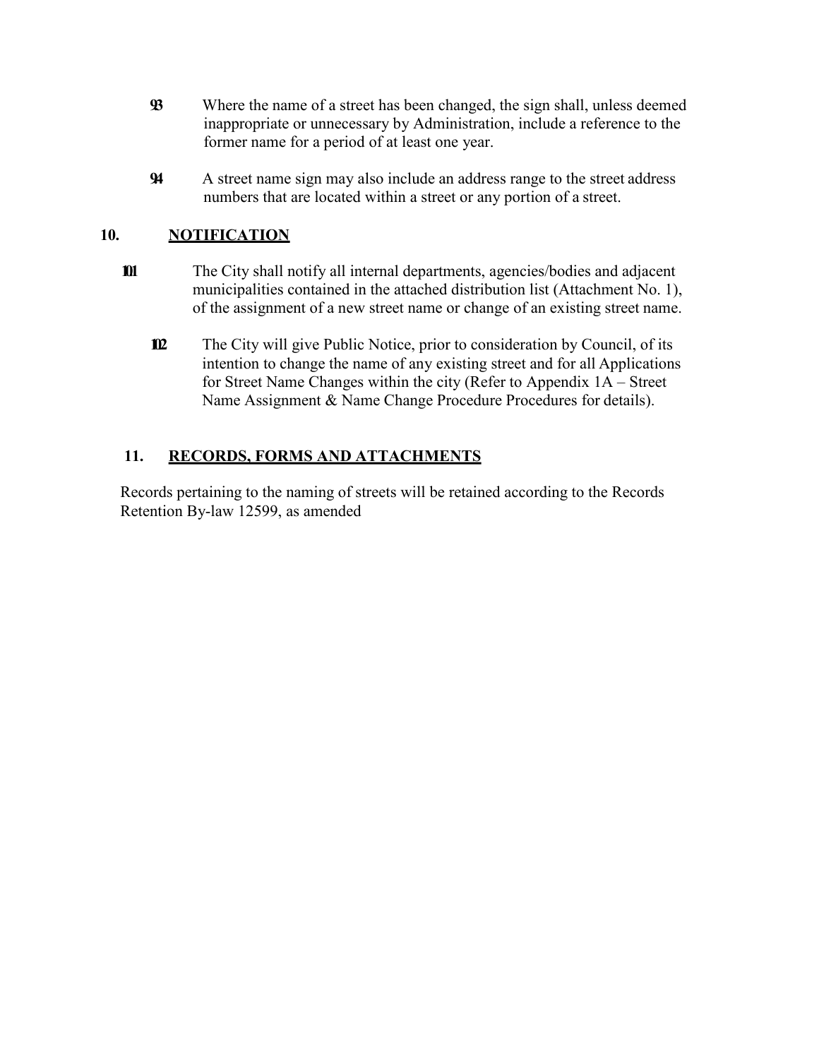9.3 Where the name of a street has been changed, the sign shall, unless deemed inappropriate or unnecessary by Administration, include a reference to the former name for a period of at least one year.

9.4 A street name sign may also include an address range to the street address numbers that are located within a street or any portion of a street.

## 10. NOTIFICATION

10.1 The City shall notify all internal departments, agencies/bodies and adjacent municipalities contained in the attached distribution list (Attachment No. 1), of the assignment of a new street name or change of an existing street name.

10.2 The City will give Public Notice, prior to consideration by Council, of its intention to change the name of any existing street and for all Applications for Street Name Changes within the city (Refer to Appendix 1A – Street Name Assignment & Name Change Procedure Procedures for details).

## 11. RECORDS, FORMS AND ATTACHMENTS

Records pertaining to the naming of streets will be retained according to the Records Retention By-law 12599, as amended